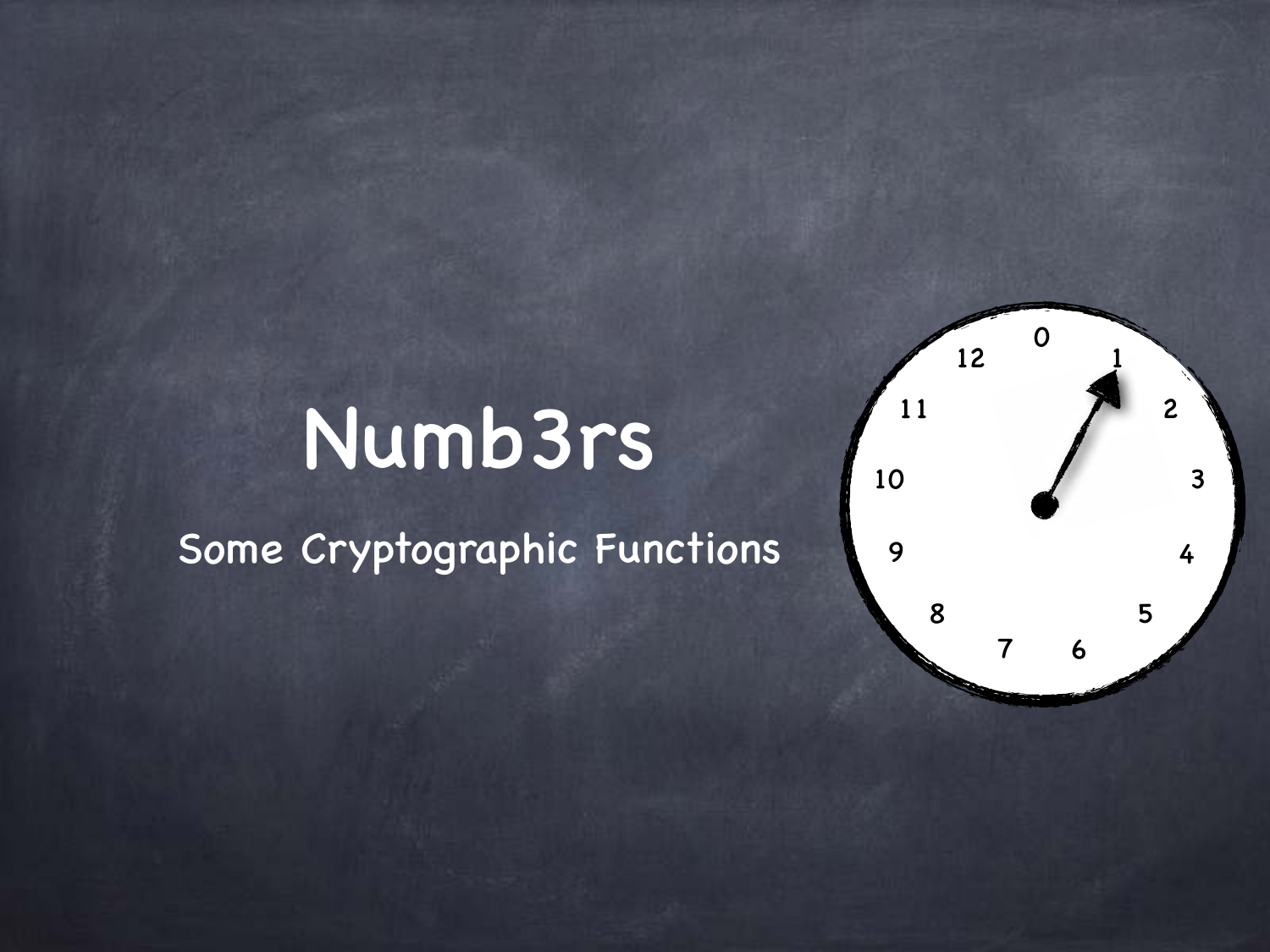# Numb3rs

Some Cryptographic Functions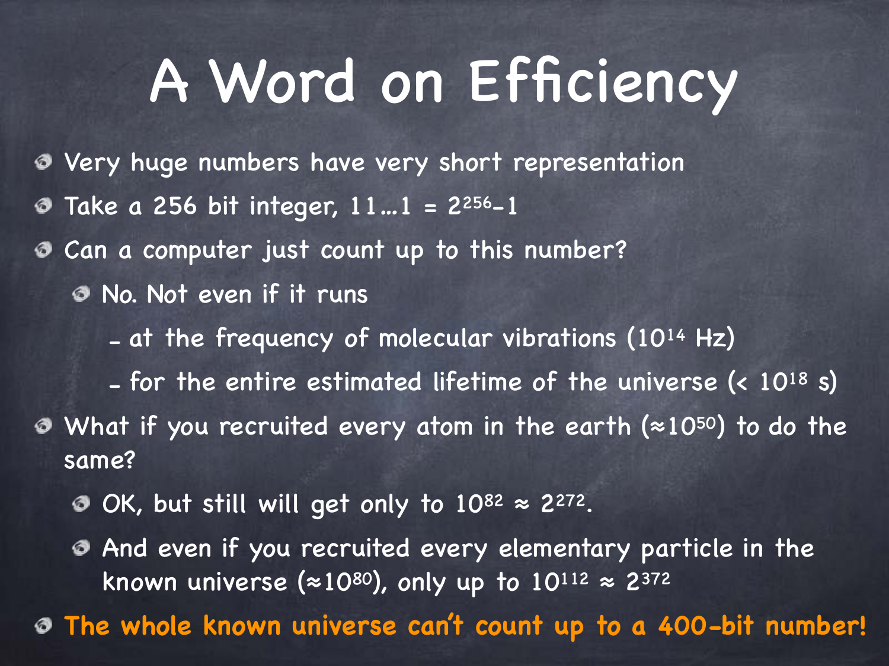# A Word on Efficiency

- Very huge numbers have very short representation
- Take a 256 bit integer, 11…1 = $2^{256}-1$
- Can a computer just count up to this number?
  - No. Not even if it runs
    - at the frequency of molecular vibrations ($10^{14}$ Hz)
    - for the entire estimated lifetime of the universe (< $10^{18}$ s)
- What if you recruited every atom in the earth ($\approx 10^{50}$) to do the same?
  - OK, but still will get only to $10^{82} \approx 2^{272}$.
  - And even if you recruited every elementary particle in the known universe ($\approx 10^{80}$), only up to $10^{112} \approx 2^{372}$
- **The whole known universe can't count up to a 400-bit number!**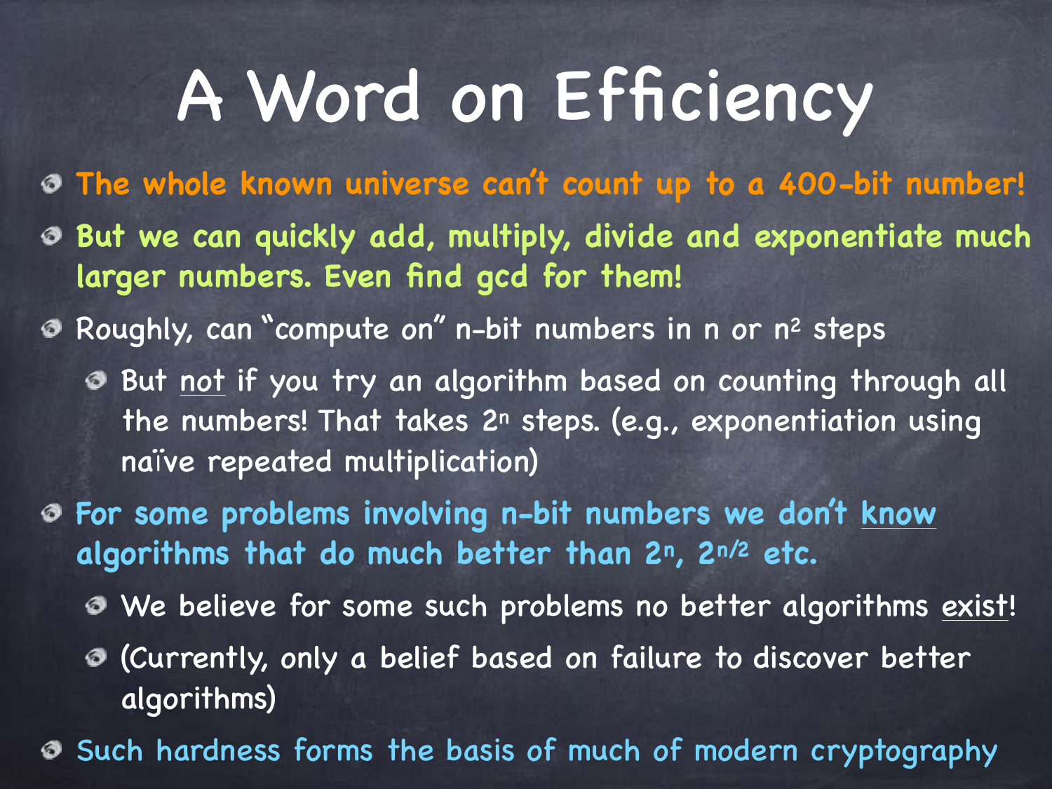# A Word on Efficiency

- The whole known universe can't count up to a 400-bit number!
- But we can quickly add, multiply, divide and exponentiate much larger numbers. Even find gcd for them!
- Roughly, can "compute on" n-bit numbers in n or $n^2$ steps
  - But not if you try an algorithm based on counting through all the numbers! That takes $2^n$ steps. (e.g., exponentiation using naïve repeated multiplication)
- For some problems involving n-bit numbers we don't know algorithms that do much better than $2^n$, $2^{n/2}$ etc.
  - We believe for some such problems no better algorithms exist!
  - (Currently, only a belief based on failure to discover better algorithms)
- Such hardness forms the basis of much of modern cryptography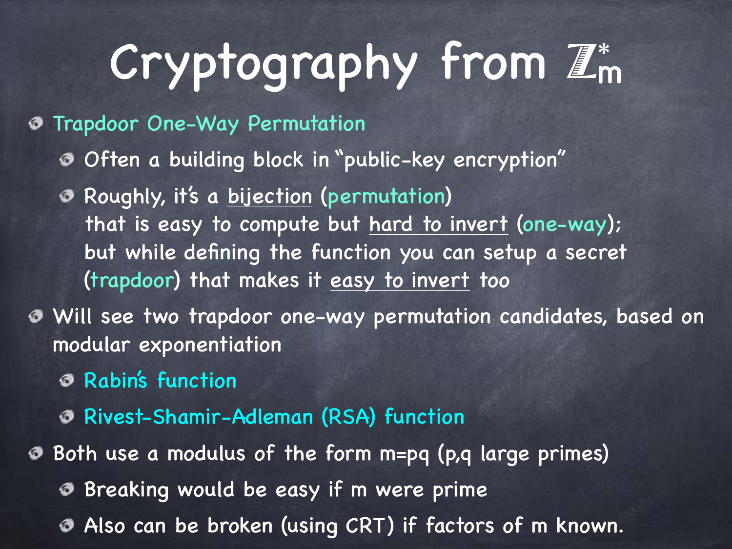# Cryptography from $\mathbb{Z}_m^*$

- Trapdoor One-Way Permutation
  - Often a building block in "public-key encryption"
  - Roughly, it's a bijection (permutation) that is easy to compute but hard to invert (one-way); but while defining the function you can setup a secret (trapdoor) that makes it easy to invert too
- Will see two trapdoor one-way permutation candidates, based on modular exponentiation
  - Rabin's function
  - Rivest-Shamir-Adleman (RSA) function
- Both use a modulus of the form m=pq (p,q large primes)
  - Breaking would be easy if m were prime
  - Also can be broken (using CRT) if factors of m known.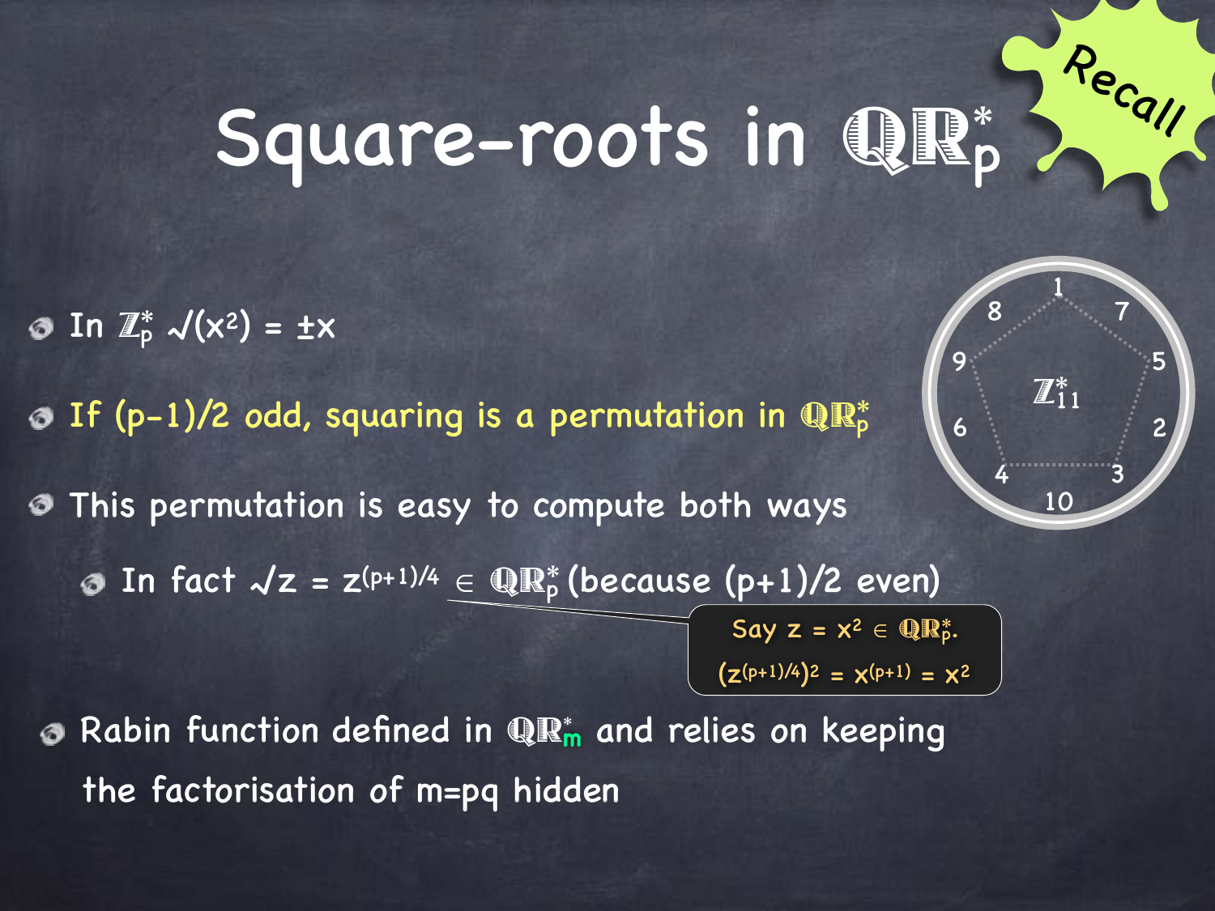# Square-roots in $\mathbb{QR}_p^*$

Recall

- In $\mathbb{Z}_p^*$ $\sqrt{(x^2)} = \pm x$
- If $(p-1)/2$ odd, squaring is a permutation in $\mathbb{QR}_p^*$
- This permutation is easy to compute both ways
  - In fact $\sqrt{z} = z^{(p+1)/4} \in \mathbb{QR}_p^*$ (because $(p+1)/2$ even)

    Say $z = x^2 \in \mathbb{QR}_p^*$.
    $(z^{(p+1)/4})^2 = x^{(p+1)} = x^2$

- Rabin function defined in $\mathbb{QR}_m^*$ and relies on keeping the factorisation of $m=pq$ hidden

$\mathbb{Z}_{11}^*$: 1, 7, 5, 2, 3, 10, 4, 6, 9, 8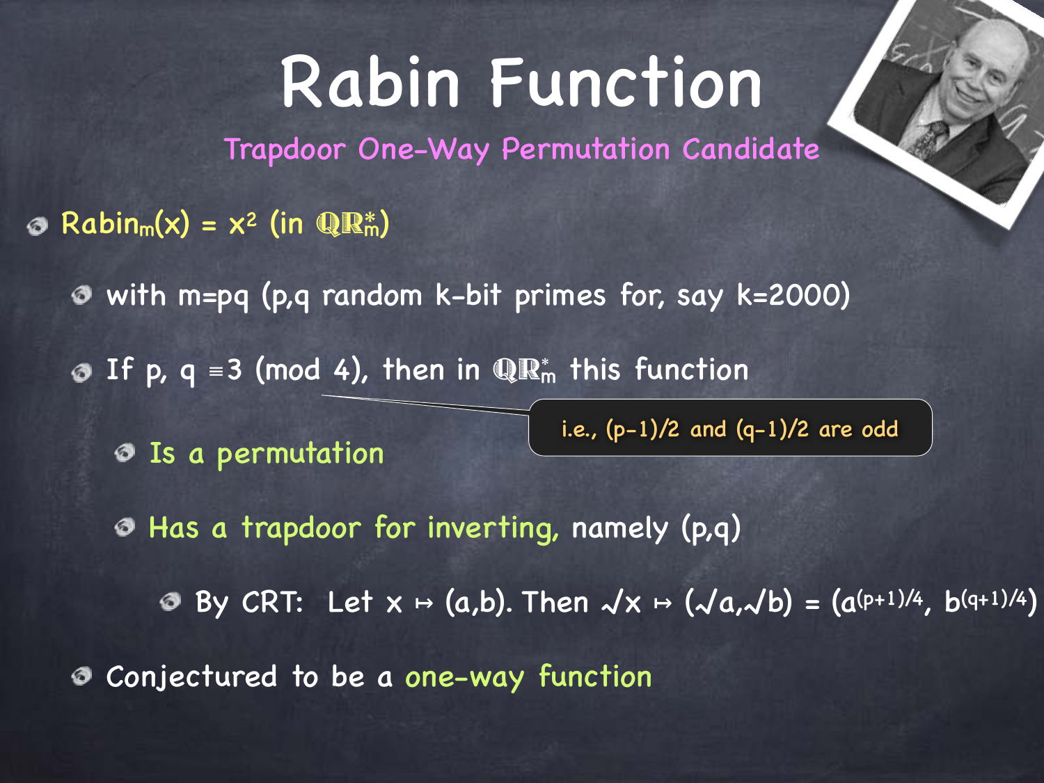# Rabin Function

## Trapdoor One-Way Permutation Candidate

- $\text{Rabin}_m(x) = x^2$ (in $\mathbb{QR}^*_m$)
  - with m=pq (p,q random k-bit primes for, say k=2000)
  - If $p, q \equiv 3 \pmod 4$, then in $\mathbb{QR}^*_m$ this function
    - Is a permutation
    - Has a trapdoor for inverting, namely (p,q)
      - By CRT: Let $x \mapsto (a,b)$. Then $\sqrt{x} \mapsto (\sqrt{a},\sqrt{b}) = (a^{(p+1)/4}, b^{(q+1)/4})$
  - Conjectured to be a one-way function

i.e., $(p-1)/2$ and $(q-1)/2$ are odd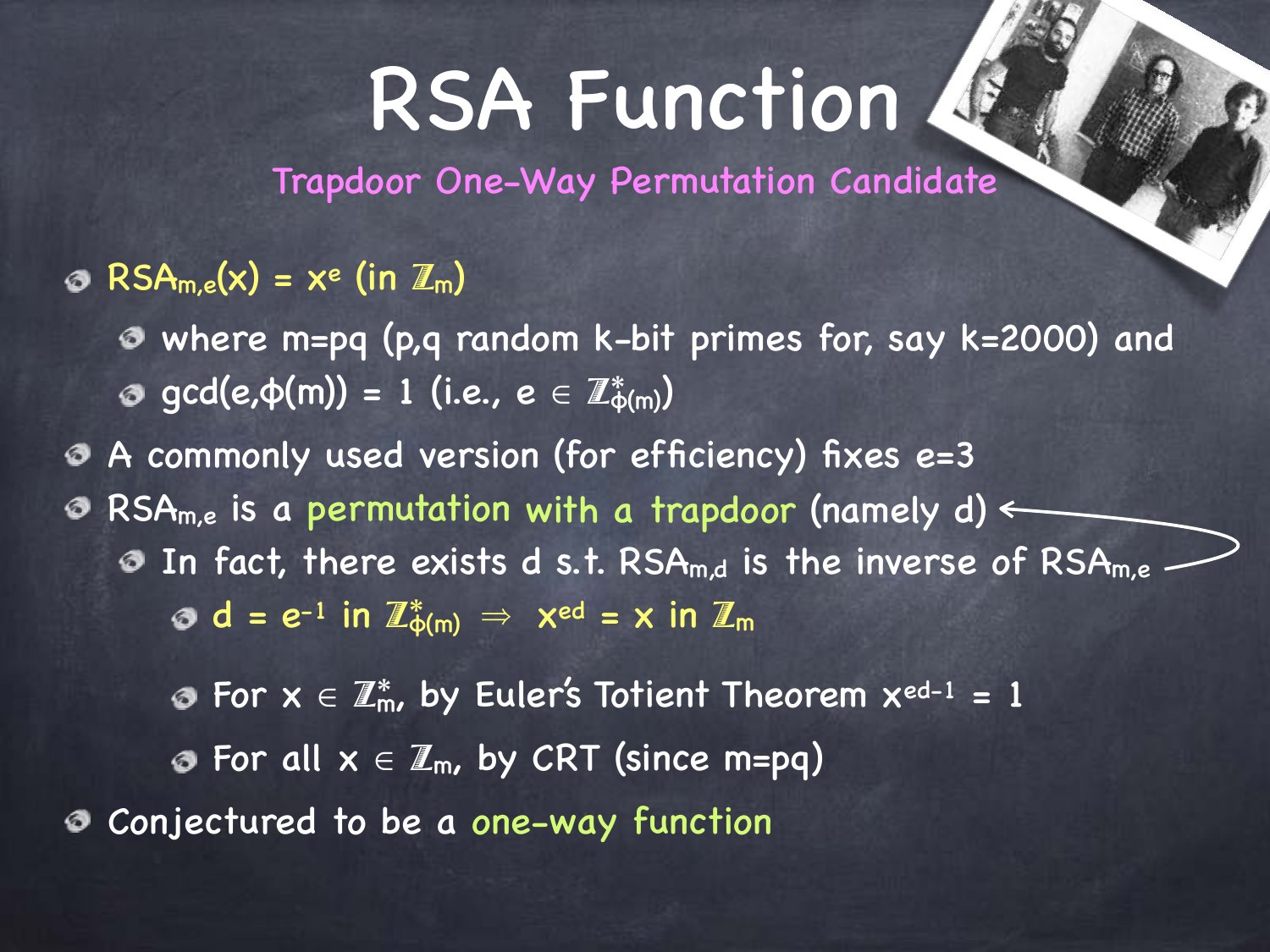# RSA Function

Trapdoor One-Way Permutation Candidate

- $RSA_{m,e}(x) = x^e$ (in $\mathbb{Z}_m$)
  - where m=pq (p,q random k-bit primes for, say k=2000) and
  - $gcd(e,\phi(m)) = 1$ (i.e., $e \in \mathbb{Z}^*_{\phi(m)}$)
- A commonly used version (for efficiency) fixes e=3
- $RSA_{m,e}$ is a permutation with a trapdoor (namely d)
  - In fact, there exists d s.t. $RSA_{m,d}$ is the inverse of $RSA_{m,e}$
    - $d = e^{-1}$ in $\mathbb{Z}^*_{\phi(m)} \Rightarrow x^{ed} = x$ in $\mathbb{Z}_m$
    - For $x \in \mathbb{Z}^*_m$, by Euler's Totient Theorem $x^{ed-1} = 1$
    - For all $x \in \mathbb{Z}_m$, by CRT (since m=pq)
- Conjectured to be a one-way function